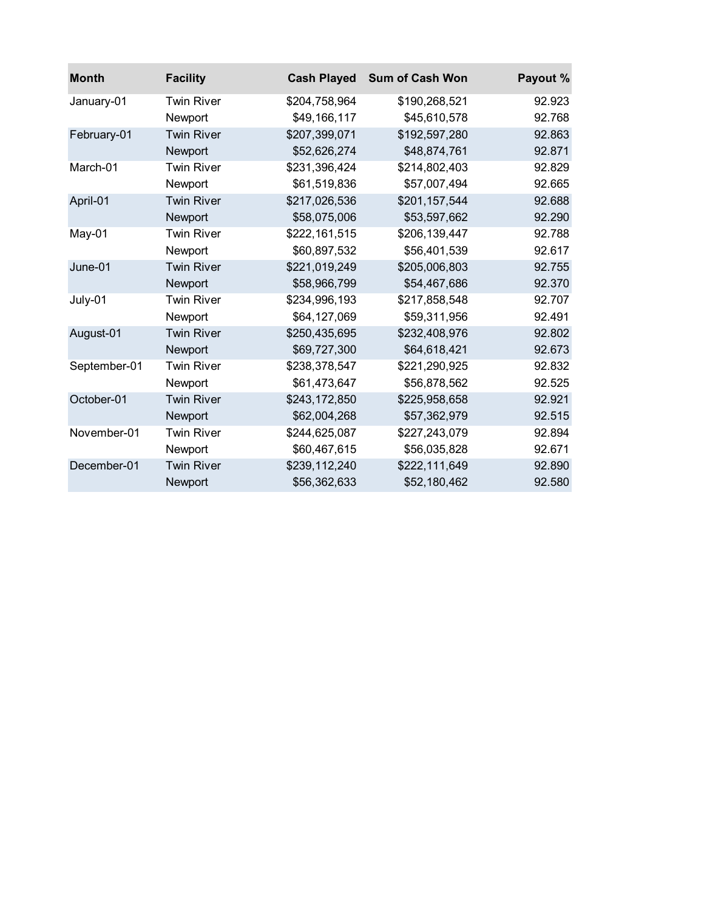| Month | Facility | Cash Played | Sum of Cash Won | Payout % |
|---|---|---|---|---|
| January-01 | Twin River | $204,758,964 | $190,268,521 | 92.923 |
| | Newport | $49,166,117 | $45,610,578 | 92.768 |
| February-01 | Twin River | $207,399,071 | $192,597,280 | 92.863 |
| | Newport | $52,626,274 | $48,874,761 | 92.871 |
| March-01 | Twin River | $231,396,424 | $214,802,403 | 92.829 |
| | Newport | $61,519,836 | $57,007,494 | 92.665 |
| April-01 | Twin River | $217,026,536 | $201,157,544 | 92.688 |
| | Newport | $58,075,006 | $53,597,662 | 92.290 |
| May-01 | Twin River | $222,161,515 | $206,139,447 | 92.788 |
| | Newport | $60,897,532 | $56,401,539 | 92.617 |
| June-01 | Twin River | $221,019,249 | $205,006,803 | 92.755 |
| | Newport | $58,966,799 | $54,467,686 | 92.370 |
| July-01 | Twin River | $234,996,193 | $217,858,548 | 92.707 |
| | Newport | $64,127,069 | $59,311,956 | 92.491 |
| August-01 | Twin River | $250,435,695 | $232,408,976 | 92.802 |
| | Newport | $69,727,300 | $64,618,421 | 92.673 |
| September-01 | Twin River | $238,378,547 | $221,290,925 | 92.832 |
| | Newport | $61,473,647 | $56,878,562 | 92.525 |
| October-01 | Twin River | $243,172,850 | $225,958,658 | 92.921 |
| | Newport | $62,004,268 | $57,362,979 | 92.515 |
| November-01 | Twin River | $244,625,087 | $227,243,079 | 92.894 |
| | Newport | $60,467,615 | $56,035,828 | 92.671 |
| December-01 | Twin River | $239,112,240 | $222,111,649 | 92.890 |
| | Newport | $56,362,633 | $52,180,462 | 92.580 |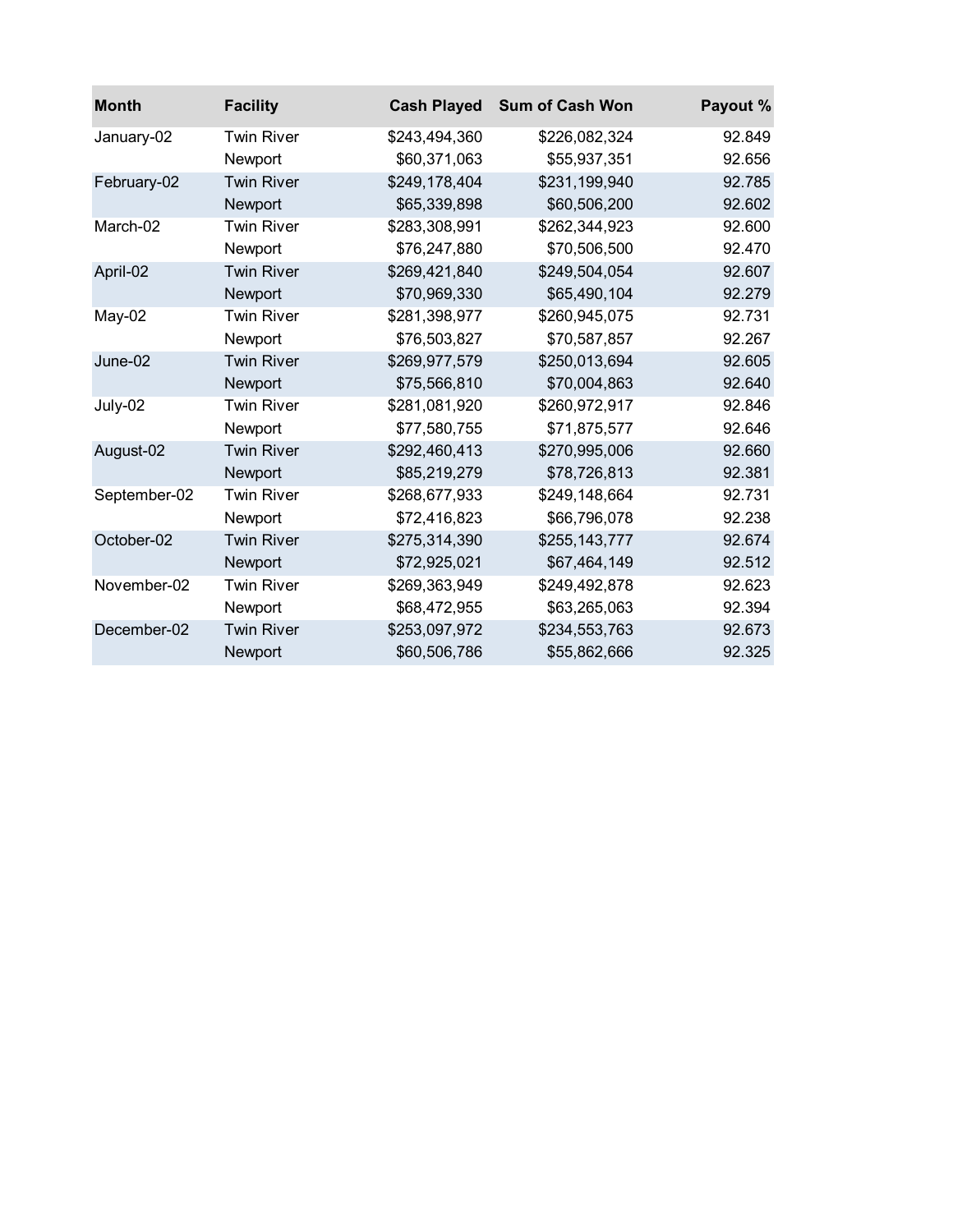| Month | Facility | Cash Played | Sum of Cash Won | Payout % |
|---|---|---|---|---|
| January-02 | Twin River | $243,494,360 | $226,082,324 | 92.849 |
| | Newport | $60,371,063 | $55,937,351 | 92.656 |
| February-02 | Twin River | $249,178,404 | $231,199,940 | 92.785 |
| | Newport | $65,339,898 | $60,506,200 | 92.602 |
| March-02 | Twin River | $283,308,991 | $262,344,923 | 92.600 |
| | Newport | $76,247,880 | $70,506,500 | 92.470 |
| April-02 | Twin River | $269,421,840 | $249,504,054 | 92.607 |
| | Newport | $70,969,330 | $65,490,104 | 92.279 |
| May-02 | Twin River | $281,398,977 | $260,945,075 | 92.731 |
| | Newport | $76,503,827 | $70,587,857 | 92.267 |
| June-02 | Twin River | $269,977,579 | $250,013,694 | 92.605 |
| | Newport | $75,566,810 | $70,004,863 | 92.640 |
| July-02 | Twin River | $281,081,920 | $260,972,917 | 92.846 |
| | Newport | $77,580,755 | $71,875,577 | 92.646 |
| August-02 | Twin River | $292,460,413 | $270,995,006 | 92.660 |
| | Newport | $85,219,279 | $78,726,813 | 92.381 |
| September-02 | Twin River | $268,677,933 | $249,148,664 | 92.731 |
| | Newport | $72,416,823 | $66,796,078 | 92.238 |
| October-02 | Twin River | $275,314,390 | $255,143,777 | 92.674 |
| | Newport | $72,925,021 | $67,464,149 | 92.512 |
| November-02 | Twin River | $269,363,949 | $249,492,878 | 92.623 |
| | Newport | $68,472,955 | $63,265,063 | 92.394 |
| December-02 | Twin River | $253,097,972 | $234,553,763 | 92.673 |
| | Newport | $60,506,786 | $55,862,666 | 92.325 |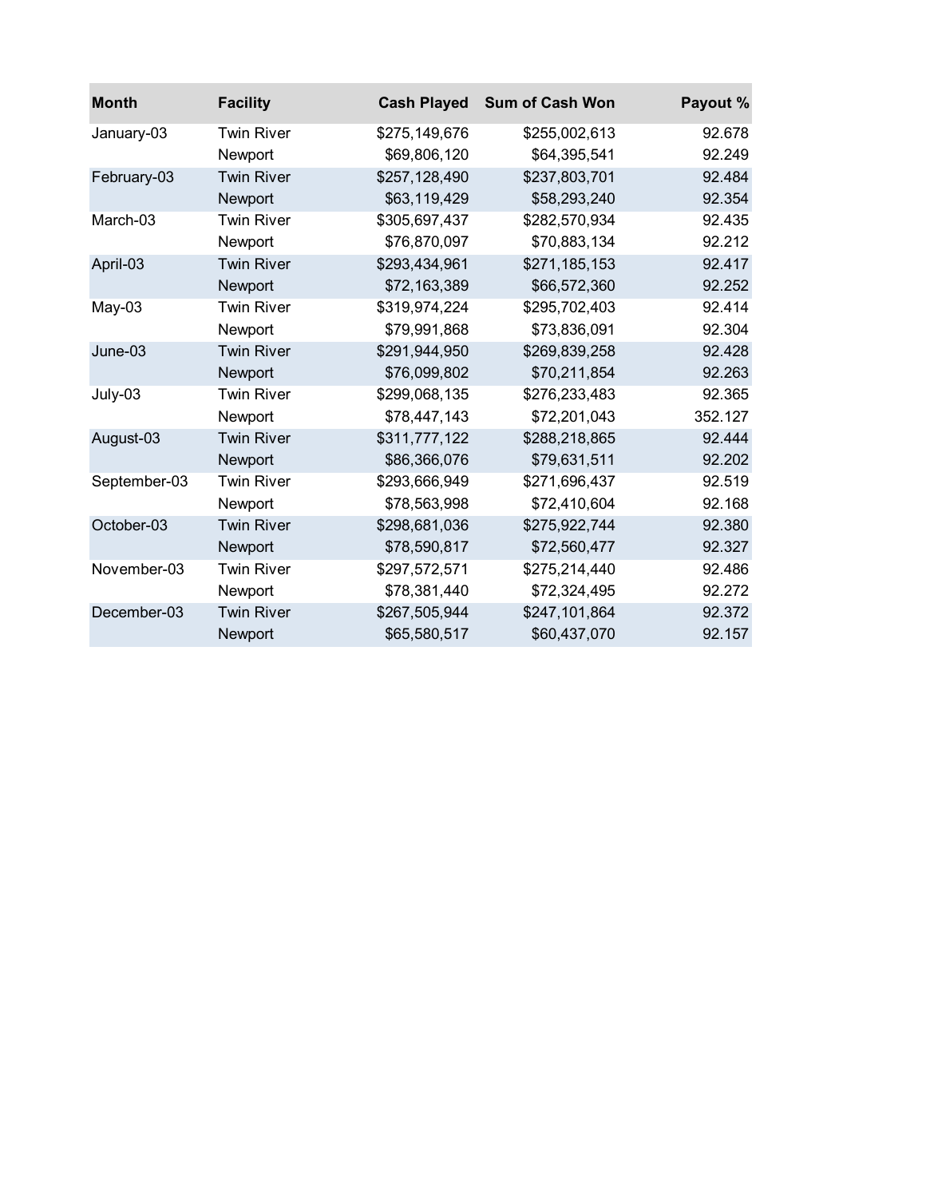| Month | Facility | Cash Played | Sum of Cash Won | Payout % |
|---|---|---|---|---|
| January-03 | Twin River | $275,149,676 | $255,002,613 | 92.678 |
| | Newport | $69,806,120 | $64,395,541 | 92.249 |
| February-03 | Twin River | $257,128,490 | $237,803,701 | 92.484 |
| | Newport | $63,119,429 | $58,293,240 | 92.354 |
| March-03 | Twin River | $305,697,437 | $282,570,934 | 92.435 |
| | Newport | $76,870,097 | $70,883,134 | 92.212 |
| April-03 | Twin River | $293,434,961 | $271,185,153 | 92.417 |
| | Newport | $72,163,389 | $66,572,360 | 92.252 |
| May-03 | Twin River | $319,974,224 | $295,702,403 | 92.414 |
| | Newport | $79,991,868 | $73,836,091 | 92.304 |
| June-03 | Twin River | $291,944,950 | $269,839,258 | 92.428 |
| | Newport | $76,099,802 | $70,211,854 | 92.263 |
| July-03 | Twin River | $299,068,135 | $276,233,483 | 92.365 |
| | Newport | $78,447,143 | $72,201,043 | 352.127 |
| August-03 | Twin River | $311,777,122 | $288,218,865 | 92.444 |
| | Newport | $86,366,076 | $79,631,511 | 92.202 |
| September-03 | Twin River | $293,666,949 | $271,696,437 | 92.519 |
| | Newport | $78,563,998 | $72,410,604 | 92.168 |
| October-03 | Twin River | $298,681,036 | $275,922,744 | 92.380 |
| | Newport | $78,590,817 | $72,560,477 | 92.327 |
| November-03 | Twin River | $297,572,571 | $275,214,440 | 92.486 |
| | Newport | $78,381,440 | $72,324,495 | 92.272 |
| December-03 | Twin River | $267,505,944 | $247,101,864 | 92.372 |
| | Newport | $65,580,517 | $60,437,070 | 92.157 |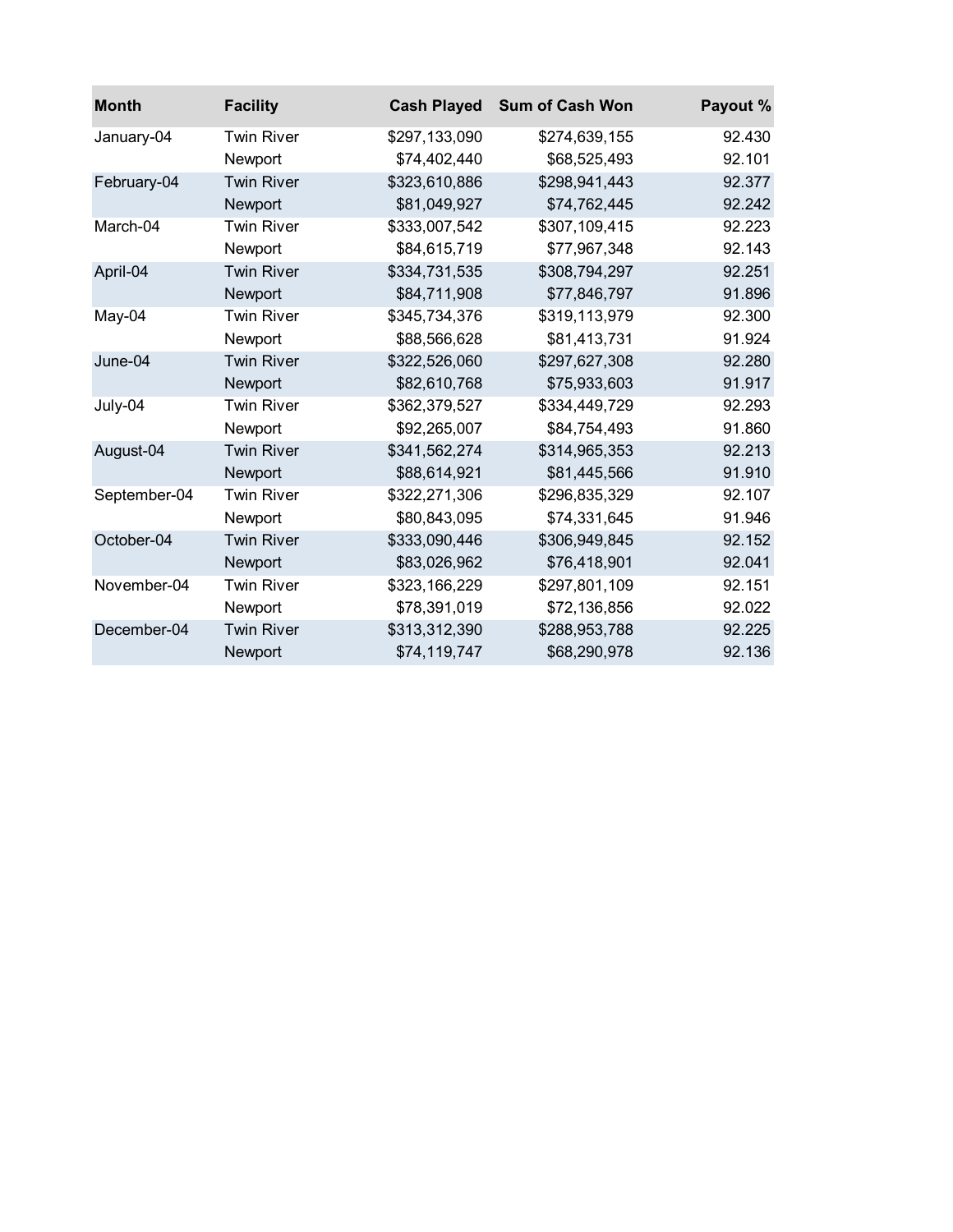| Month | Facility | Cash Played | Sum of Cash Won | Payout % |
|---|---|---|---|---|
| January-04 | Twin River | $297,133,090 | $274,639,155 | 92.430 |
| | Newport | $74,402,440 | $68,525,493 | 92.101 |
| February-04 | Twin River | $323,610,886 | $298,941,443 | 92.377 |
| | Newport | $81,049,927 | $74,762,445 | 92.242 |
| March-04 | Twin River | $333,007,542 | $307,109,415 | 92.223 |
| | Newport | $84,615,719 | $77,967,348 | 92.143 |
| April-04 | Twin River | $334,731,535 | $308,794,297 | 92.251 |
| | Newport | $84,711,908 | $77,846,797 | 91.896 |
| May-04 | Twin River | $345,734,376 | $319,113,979 | 92.300 |
| | Newport | $88,566,628 | $81,413,731 | 91.924 |
| June-04 | Twin River | $322,526,060 | $297,627,308 | 92.280 |
| | Newport | $82,610,768 | $75,933,603 | 91.917 |
| July-04 | Twin River | $362,379,527 | $334,449,729 | 92.293 |
| | Newport | $92,265,007 | $84,754,493 | 91.860 |
| August-04 | Twin River | $341,562,274 | $314,965,353 | 92.213 |
| | Newport | $88,614,921 | $81,445,566 | 91.910 |
| September-04 | Twin River | $322,271,306 | $296,835,329 | 92.107 |
| | Newport | $80,843,095 | $74,331,645 | 91.946 |
| October-04 | Twin River | $333,090,446 | $306,949,845 | 92.152 |
| | Newport | $83,026,962 | $76,418,901 | 92.041 |
| November-04 | Twin River | $323,166,229 | $297,801,109 | 92.151 |
| | Newport | $78,391,019 | $72,136,856 | 92.022 |
| December-04 | Twin River | $313,312,390 | $288,953,788 | 92.225 |
| | Newport | $74,119,747 | $68,290,978 | 92.136 |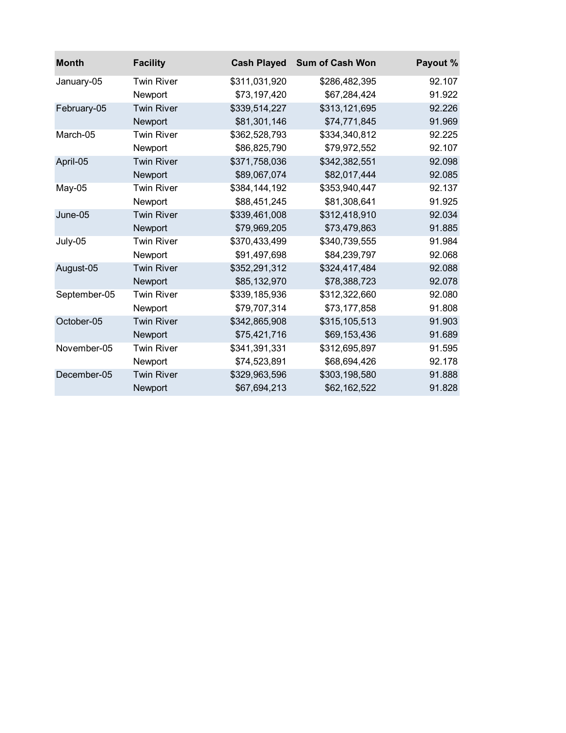| Month | Facility | Cash Played | Sum of Cash Won | Payout % |
| --- | --- | --- | --- | --- |
| January-05 | Twin River | $311,031,920 | $286,482,395 | 92.107 |
| | Newport | $73,197,420 | $67,284,424 | 91.922 |
| February-05 | Twin River | $339,514,227 | $313,121,695 | 92.226 |
| | Newport | $81,301,146 | $74,771,845 | 91.969 |
| March-05 | Twin River | $362,528,793 | $334,340,812 | 92.225 |
| | Newport | $86,825,790 | $79,972,552 | 92.107 |
| April-05 | Twin River | $371,758,036 | $342,382,551 | 92.098 |
| | Newport | $89,067,074 | $82,017,444 | 92.085 |
| May-05 | Twin River | $384,144,192 | $353,940,447 | 92.137 |
| | Newport | $88,451,245 | $81,308,641 | 91.925 |
| June-05 | Twin River | $339,461,008 | $312,418,910 | 92.034 |
| | Newport | $79,969,205 | $73,479,863 | 91.885 |
| July-05 | Twin River | $370,433,499 | $340,739,555 | 91.984 |
| | Newport | $91,497,698 | $84,239,797 | 92.068 |
| August-05 | Twin River | $352,291,312 | $324,417,484 | 92.088 |
| | Newport | $85,132,970 | $78,388,723 | 92.078 |
| September-05 | Twin River | $339,185,936 | $312,322,660 | 92.080 |
| | Newport | $79,707,314 | $73,177,858 | 91.808 |
| October-05 | Twin River | $342,865,908 | $315,105,513 | 91.903 |
| | Newport | $75,421,716 | $69,153,436 | 91.689 |
| November-05 | Twin River | $341,391,331 | $312,695,897 | 91.595 |
| | Newport | $74,523,891 | $68,694,426 | 92.178 |
| December-05 | Twin River | $329,963,596 | $303,198,580 | 91.888 |
| | Newport | $67,694,213 | $62,162,522 | 91.828 |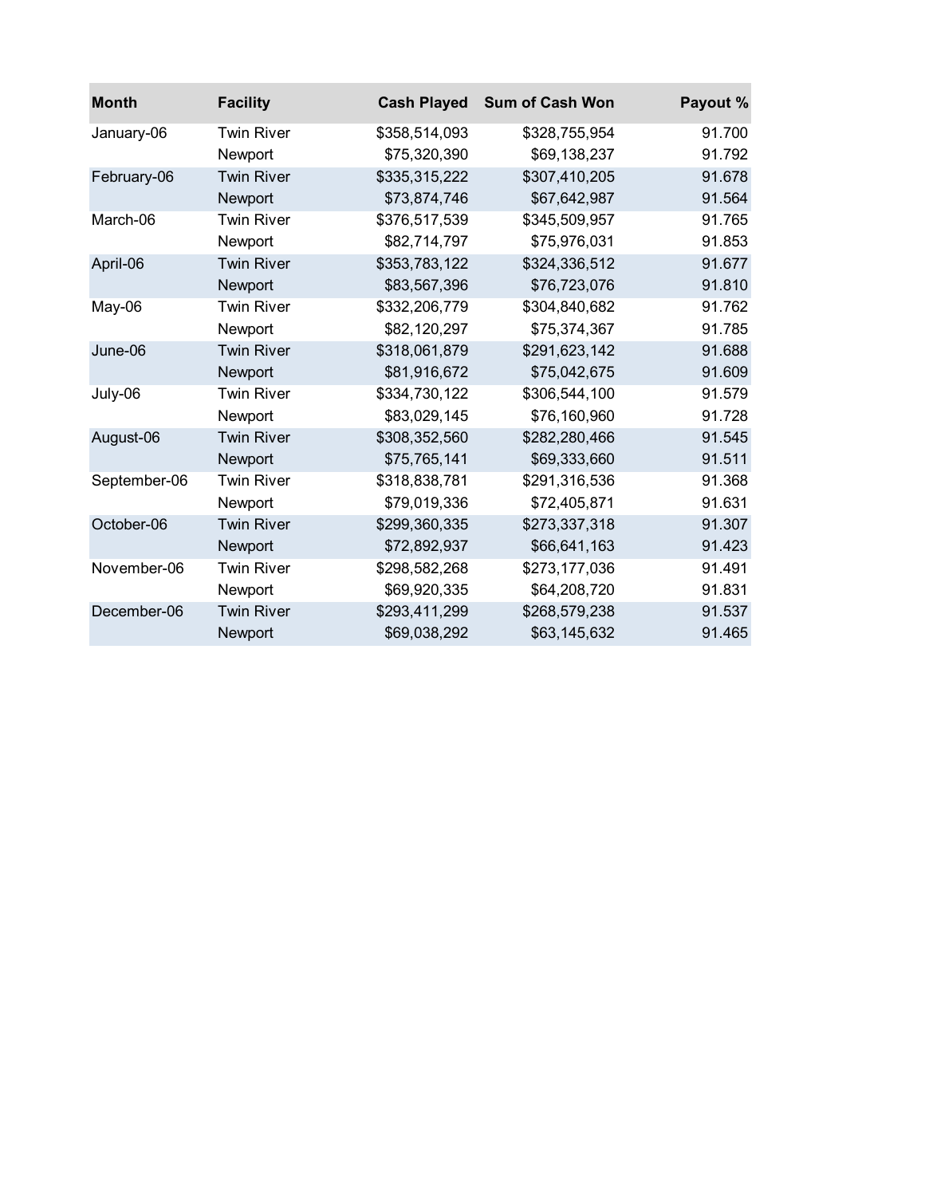| Month | Facility | Cash Played | Sum of Cash Won | Payout % |
| --- | --- | ---: | ---: | ---: |
| January-06 | Twin River | $358,514,093 | $328,755,954 | 91.700 |
| | Newport | $75,320,390 | $69,138,237 | 91.792 |
| February-06 | Twin River | $335,315,222 | $307,410,205 | 91.678 |
| | Newport | $73,874,746 | $67,642,987 | 91.564 |
| March-06 | Twin River | $376,517,539 | $345,509,957 | 91.765 |
| | Newport | $82,714,797 | $75,976,031 | 91.853 |
| April-06 | Twin River | $353,783,122 | $324,336,512 | 91.677 |
| | Newport | $83,567,396 | $76,723,076 | 91.810 |
| May-06 | Twin River | $332,206,779 | $304,840,682 | 91.762 |
| | Newport | $82,120,297 | $75,374,367 | 91.785 |
| June-06 | Twin River | $318,061,879 | $291,623,142 | 91.688 |
| | Newport | $81,916,672 | $75,042,675 | 91.609 |
| July-06 | Twin River | $334,730,122 | $306,544,100 | 91.579 |
| | Newport | $83,029,145 | $76,160,960 | 91.728 |
| August-06 | Twin River | $308,352,560 | $282,280,466 | 91.545 |
| | Newport | $75,765,141 | $69,333,660 | 91.511 |
| September-06 | Twin River | $318,838,781 | $291,316,536 | 91.368 |
| | Newport | $79,019,336 | $72,405,871 | 91.631 |
| October-06 | Twin River | $299,360,335 | $273,337,318 | 91.307 |
| | Newport | $72,892,937 | $66,641,163 | 91.423 |
| November-06 | Twin River | $298,582,268 | $273,177,036 | 91.491 |
| | Newport | $69,920,335 | $64,208,720 | 91.831 |
| December-06 | Twin River | $293,411,299 | $268,579,238 | 91.537 |
| | Newport | $69,038,292 | $63,145,632 | 91.465 |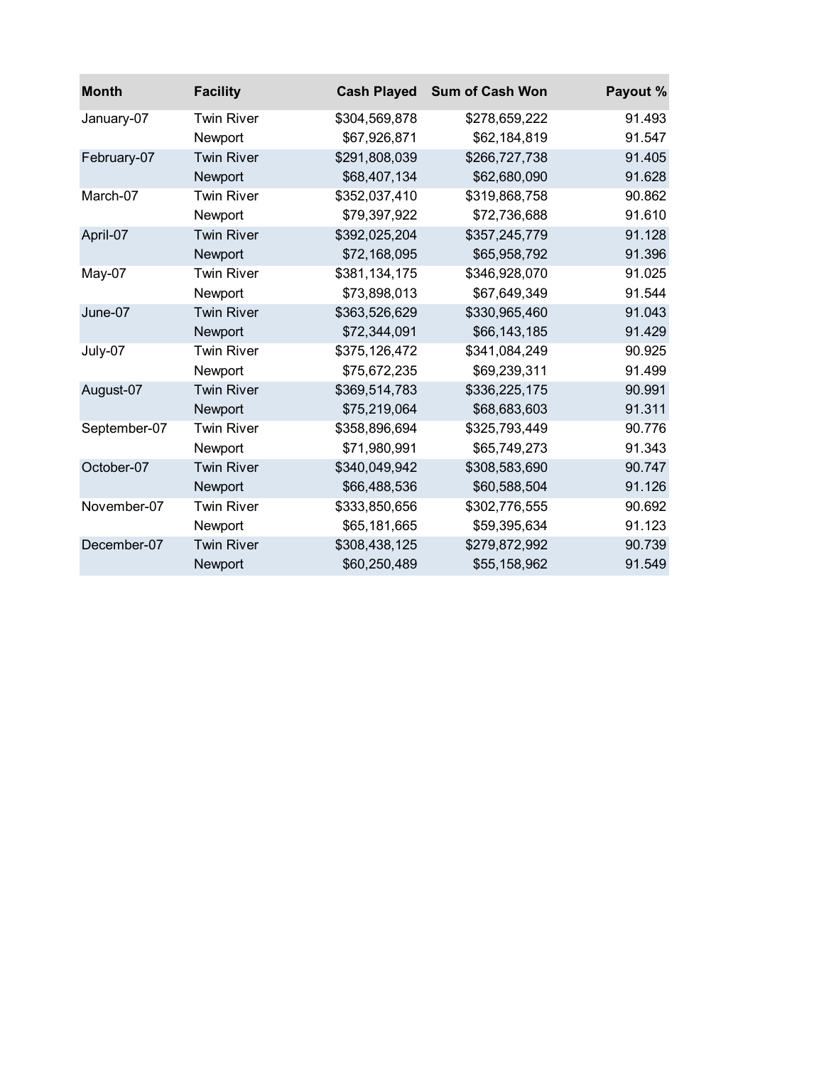| Month | Facility | Cash Played | Sum of Cash Won | Payout % |
|---|---|---|---|---|
| January-07 | Twin River | $304,569,878 | $278,659,222 | 91.493 |
| | Newport | $67,926,871 | $62,184,819 | 91.547 |
| February-07 | Twin River | $291,808,039 | $266,727,738 | 91.405 |
| | Newport | $68,407,134 | $62,680,090 | 91.628 |
| March-07 | Twin River | $352,037,410 | $319,868,758 | 90.862 |
| | Newport | $79,397,922 | $72,736,688 | 91.610 |
| April-07 | Twin River | $392,025,204 | $357,245,779 | 91.128 |
| | Newport | $72,168,095 | $65,958,792 | 91.396 |
| May-07 | Twin River | $381,134,175 | $346,928,070 | 91.025 |
| | Newport | $73,898,013 | $67,649,349 | 91.544 |
| June-07 | Twin River | $363,526,629 | $330,965,460 | 91.043 |
| | Newport | $72,344,091 | $66,143,185 | 91.429 |
| July-07 | Twin River | $375,126,472 | $341,084,249 | 90.925 |
| | Newport | $75,672,235 | $69,239,311 | 91.499 |
| August-07 | Twin River | $369,514,783 | $336,225,175 | 90.991 |
| | Newport | $75,219,064 | $68,683,603 | 91.311 |
| September-07 | Twin River | $358,896,694 | $325,793,449 | 90.776 |
| | Newport | $71,980,991 | $65,749,273 | 91.343 |
| October-07 | Twin River | $340,049,942 | $308,583,690 | 90.747 |
| | Newport | $66,488,536 | $60,588,504 | 91.126 |
| November-07 | Twin River | $333,850,656 | $302,776,555 | 90.692 |
| | Newport | $65,181,665 | $59,395,634 | 91.123 |
| December-07 | Twin River | $308,438,125 | $279,872,992 | 90.739 |
| | Newport | $60,250,489 | $55,158,962 | 91.549 |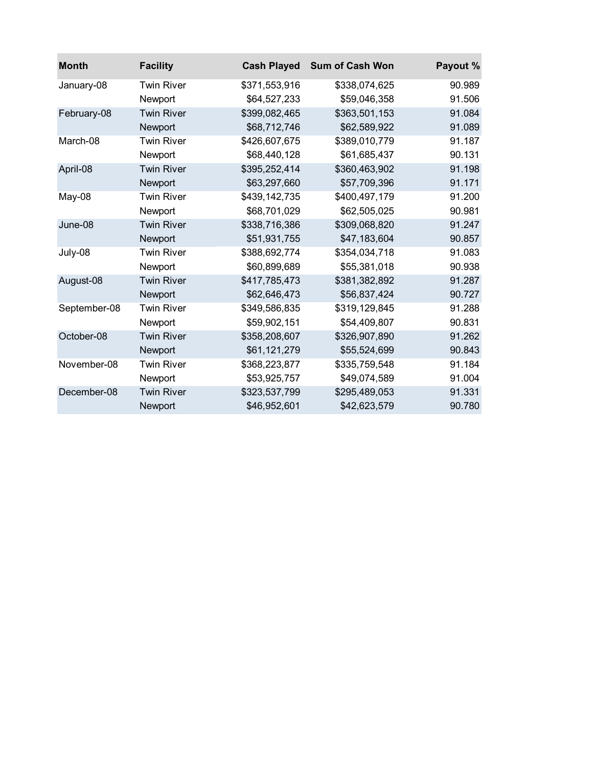| Month | Facility | Cash Played | Sum of Cash Won | Payout % |
|---|---|---|---|---|
| January-08 | Twin River | $371,553,916 | $338,074,625 | 90.989 |
| | Newport | $64,527,233 | $59,046,358 | 91.506 |
| February-08 | Twin River | $399,082,465 | $363,501,153 | 91.084 |
| | Newport | $68,712,746 | $62,589,922 | 91.089 |
| March-08 | Twin River | $426,607,675 | $389,010,779 | 91.187 |
| | Newport | $68,440,128 | $61,685,437 | 90.131 |
| April-08 | Twin River | $395,252,414 | $360,463,902 | 91.198 |
| | Newport | $63,297,660 | $57,709,396 | 91.171 |
| May-08 | Twin River | $439,142,735 | $400,497,179 | 91.200 |
| | Newport | $68,701,029 | $62,505,025 | 90.981 |
| June-08 | Twin River | $338,716,386 | $309,068,820 | 91.247 |
| | Newport | $51,931,755 | $47,183,604 | 90.857 |
| July-08 | Twin River | $388,692,774 | $354,034,718 | 91.083 |
| | Newport | $60,899,689 | $55,381,018 | 90.938 |
| August-08 | Twin River | $417,785,473 | $381,382,892 | 91.287 |
| | Newport | $62,646,473 | $56,837,424 | 90.727 |
| September-08 | Twin River | $349,586,835 | $319,129,845 | 91.288 |
| | Newport | $59,902,151 | $54,409,807 | 90.831 |
| October-08 | Twin River | $358,208,607 | $326,907,890 | 91.262 |
| | Newport | $61,121,279 | $55,524,699 | 90.843 |
| November-08 | Twin River | $368,223,877 | $335,759,548 | 91.184 |
| | Newport | $53,925,757 | $49,074,589 | 91.004 |
| December-08 | Twin River | $323,537,799 | $295,489,053 | 91.331 |
| | Newport | $46,952,601 | $42,623,579 | 90.780 |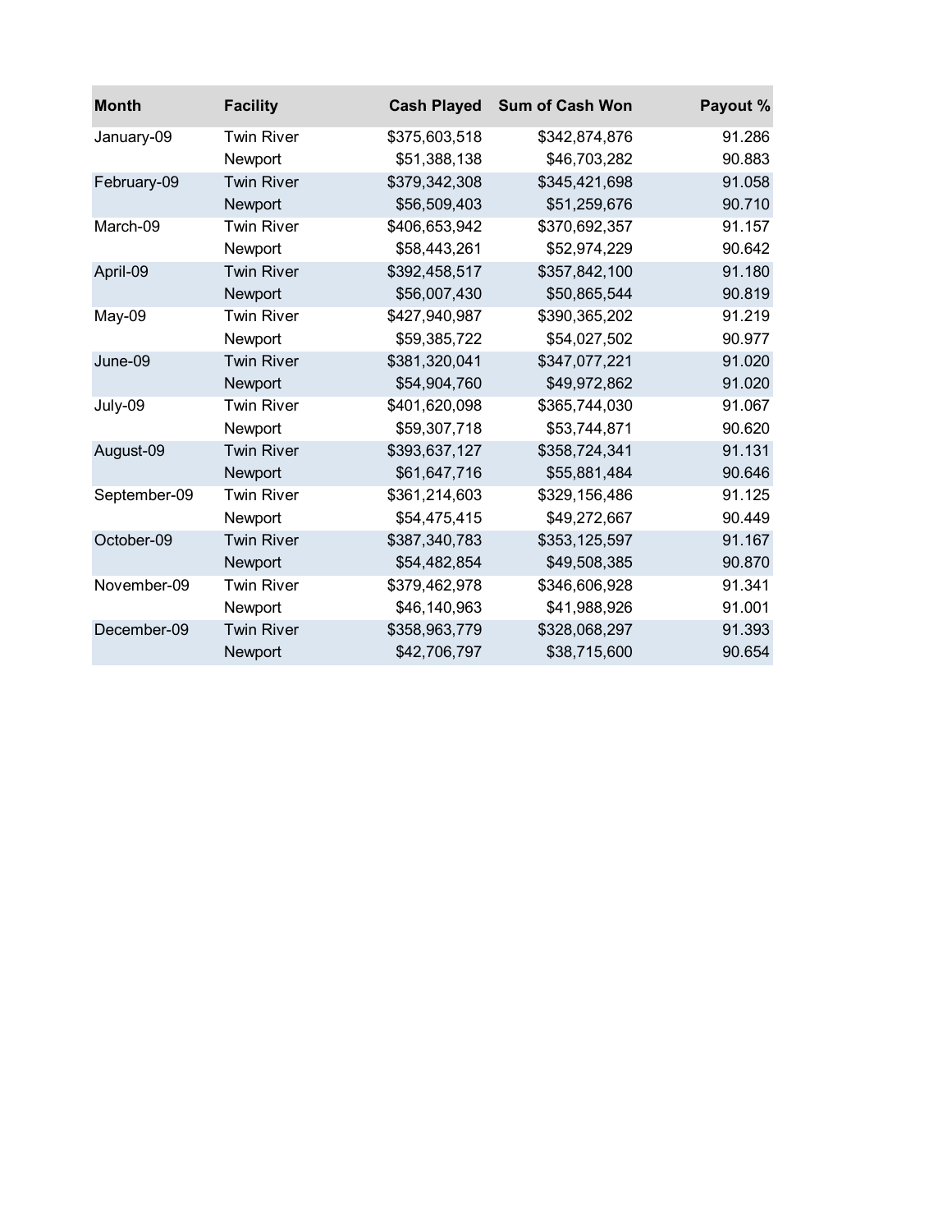| Month | Facility | Cash Played | Sum of Cash Won | Payout % |
|---|---|---|---|---|
| January-09 | Twin River | $375,603,518 | $342,874,876 | 91.286 |
| | Newport | $51,388,138 | $46,703,282 | 90.883 |
| February-09 | Twin River | $379,342,308 | $345,421,698 | 91.058 |
| | Newport | $56,509,403 | $51,259,676 | 90.710 |
| March-09 | Twin River | $406,653,942 | $370,692,357 | 91.157 |
| | Newport | $58,443,261 | $52,974,229 | 90.642 |
| April-09 | Twin River | $392,458,517 | $357,842,100 | 91.180 |
| | Newport | $56,007,430 | $50,865,544 | 90.819 |
| May-09 | Twin River | $427,940,987 | $390,365,202 | 91.219 |
| | Newport | $59,385,722 | $54,027,502 | 90.977 |
| June-09 | Twin River | $381,320,041 | $347,077,221 | 91.020 |
| | Newport | $54,904,760 | $49,972,862 | 91.020 |
| July-09 | Twin River | $401,620,098 | $365,744,030 | 91.067 |
| | Newport | $59,307,718 | $53,744,871 | 90.620 |
| August-09 | Twin River | $393,637,127 | $358,724,341 | 91.131 |
| | Newport | $61,647,716 | $55,881,484 | 90.646 |
| September-09 | Twin River | $361,214,603 | $329,156,486 | 91.125 |
| | Newport | $54,475,415 | $49,272,667 | 90.449 |
| October-09 | Twin River | $387,340,783 | $353,125,597 | 91.167 |
| | Newport | $54,482,854 | $49,508,385 | 90.870 |
| November-09 | Twin River | $379,462,978 | $346,606,928 | 91.341 |
| | Newport | $46,140,963 | $41,988,926 | 91.001 |
| December-09 | Twin River | $358,963,779 | $328,068,297 | 91.393 |
| | Newport | $42,706,797 | $38,715,600 | 90.654 |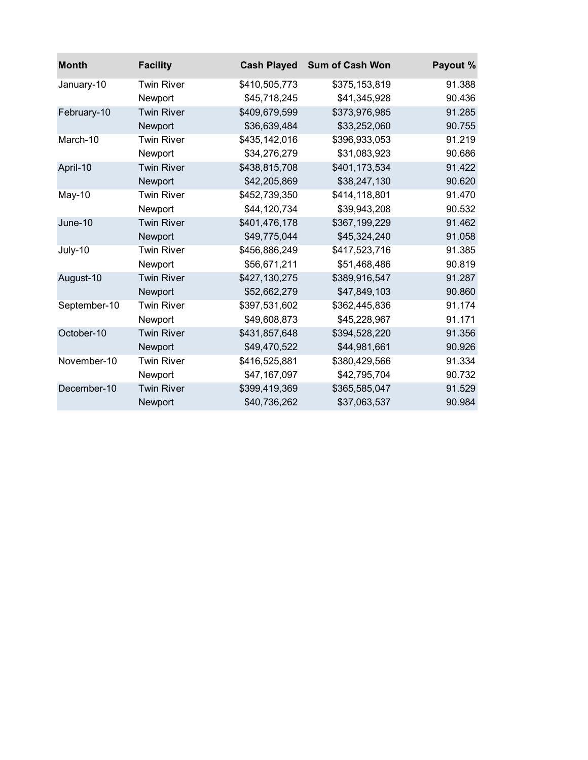| Month | Facility | Cash Played | Sum of Cash Won | Payout % |
|---|---|---|---|---|
| January-10 | Twin River | $410,505,773 | $375,153,819 | 91.388 |
| | Newport | $45,718,245 | $41,345,928 | 90.436 |
| February-10 | Twin River | $409,679,599 | $373,976,985 | 91.285 |
| | Newport | $36,639,484 | $33,252,060 | 90.755 |
| March-10 | Twin River | $435,142,016 | $396,933,053 | 91.219 |
| | Newport | $34,276,279 | $31,083,923 | 90.686 |
| April-10 | Twin River | $438,815,708 | $401,173,534 | 91.422 |
| | Newport | $42,205,869 | $38,247,130 | 90.620 |
| May-10 | Twin River | $452,739,350 | $414,118,801 | 91.470 |
| | Newport | $44,120,734 | $39,943,208 | 90.532 |
| June-10 | Twin River | $401,476,178 | $367,199,229 | 91.462 |
| | Newport | $49,775,044 | $45,324,240 | 91.058 |
| July-10 | Twin River | $456,886,249 | $417,523,716 | 91.385 |
| | Newport | $56,671,211 | $51,468,486 | 90.819 |
| August-10 | Twin River | $427,130,275 | $389,916,547 | 91.287 |
| | Newport | $52,662,279 | $47,849,103 | 90.860 |
| September-10 | Twin River | $397,531,602 | $362,445,836 | 91.174 |
| | Newport | $49,608,873 | $45,228,967 | 91.171 |
| October-10 | Twin River | $431,857,648 | $394,528,220 | 91.356 |
| | Newport | $49,470,522 | $44,981,661 | 90.926 |
| November-10 | Twin River | $416,525,881 | $380,429,566 | 91.334 |
| | Newport | $47,167,097 | $42,795,704 | 90.732 |
| December-10 | Twin River | $399,419,369 | $365,585,047 | 91.529 |
| | Newport | $40,736,262 | $37,063,537 | 90.984 |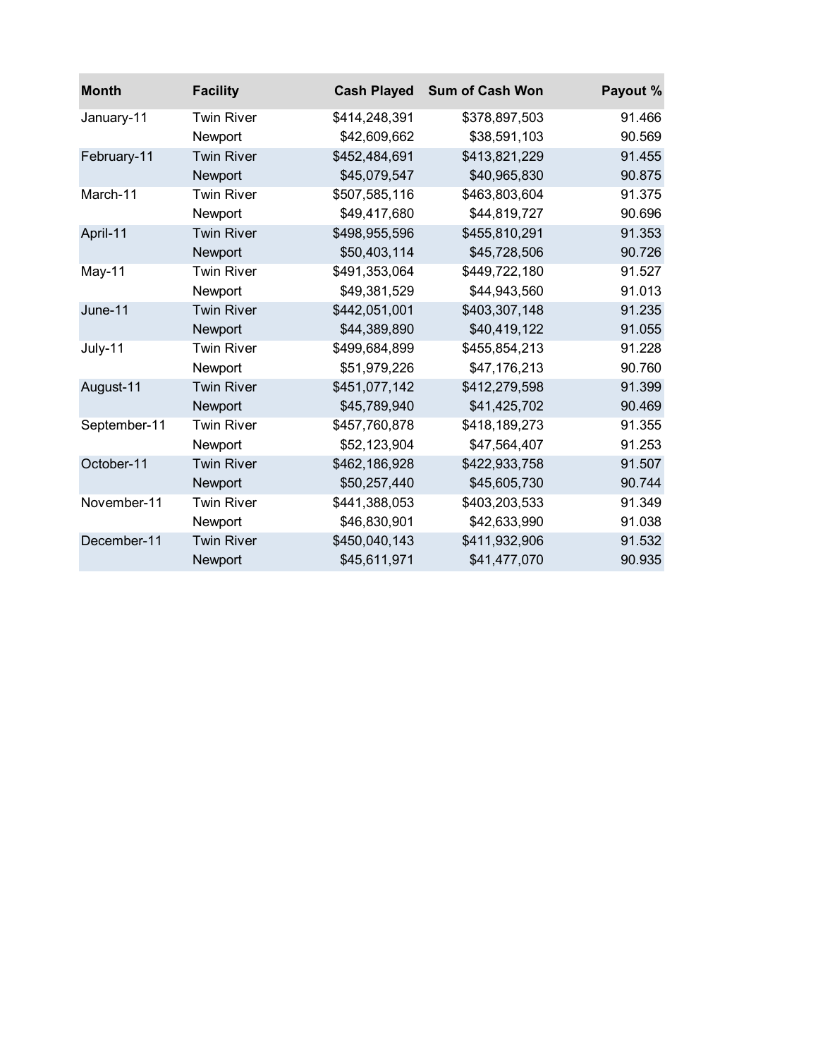| Month | Facility | Cash Played | Sum of Cash Won | Payout % |
|---|---|---|---|---|
| January-11 | Twin River | $414,248,391 | $378,897,503 | 91.466 |
| | Newport | $42,609,662 | $38,591,103 | 90.569 |
| February-11 | Twin River | $452,484,691 | $413,821,229 | 91.455 |
| | Newport | $45,079,547 | $40,965,830 | 90.875 |
| March-11 | Twin River | $507,585,116 | $463,803,604 | 91.375 |
| | Newport | $49,417,680 | $44,819,727 | 90.696 |
| April-11 | Twin River | $498,955,596 | $455,810,291 | 91.353 |
| | Newport | $50,403,114 | $45,728,506 | 90.726 |
| May-11 | Twin River | $491,353,064 | $449,722,180 | 91.527 |
| | Newport | $49,381,529 | $44,943,560 | 91.013 |
| June-11 | Twin River | $442,051,001 | $403,307,148 | 91.235 |
| | Newport | $44,389,890 | $40,419,122 | 91.055 |
| July-11 | Twin River | $499,684,899 | $455,854,213 | 91.228 |
| | Newport | $51,979,226 | $47,176,213 | 90.760 |
| August-11 | Twin River | $451,077,142 | $412,279,598 | 91.399 |
| | Newport | $45,789,940 | $41,425,702 | 90.469 |
| September-11 | Twin River | $457,760,878 | $418,189,273 | 91.355 |
| | Newport | $52,123,904 | $47,564,407 | 91.253 |
| October-11 | Twin River | $462,186,928 | $422,933,758 | 91.507 |
| | Newport | $50,257,440 | $45,605,730 | 90.744 |
| November-11 | Twin River | $441,388,053 | $403,203,533 | 91.349 |
| | Newport | $46,830,901 | $42,633,990 | 91.038 |
| December-11 | Twin River | $450,040,143 | $411,932,906 | 91.532 |
| | Newport | $45,611,971 | $41,477,070 | 90.935 |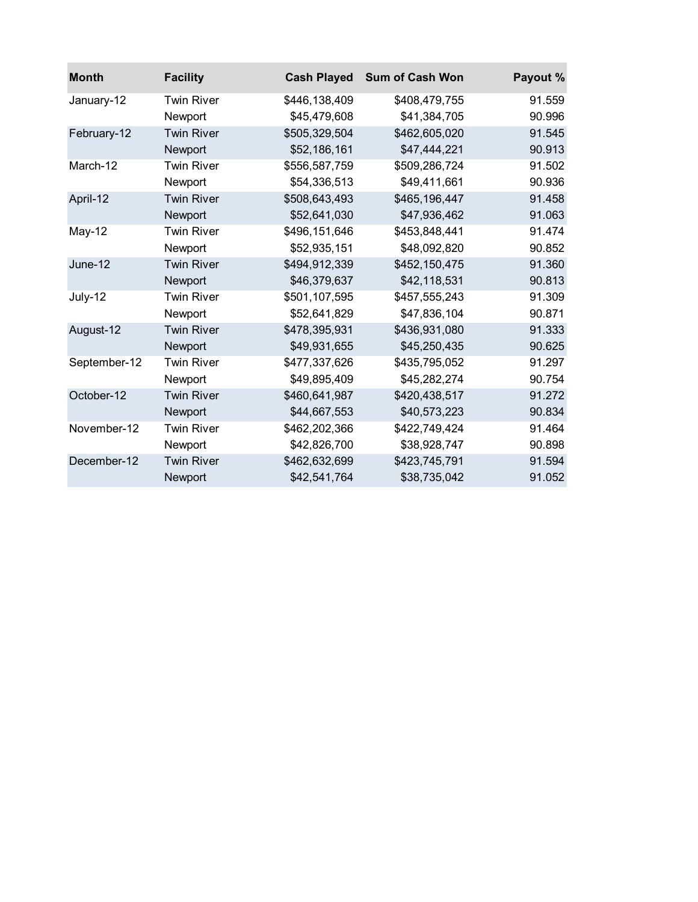| Month | Facility | Cash Played | Sum of Cash Won | Payout % |
|---|---|---|---|---|
| January-12 | Twin River | $446,138,409 | $408,479,755 | 91.559 |
| | Newport | $45,479,608 | $41,384,705 | 90.996 |
| February-12 | Twin River | $505,329,504 | $462,605,020 | 91.545 |
| | Newport | $52,186,161 | $47,444,221 | 90.913 |
| March-12 | Twin River | $556,587,759 | $509,286,724 | 91.502 |
| | Newport | $54,336,513 | $49,411,661 | 90.936 |
| April-12 | Twin River | $508,643,493 | $465,196,447 | 91.458 |
| | Newport | $52,641,030 | $47,936,462 | 91.063 |
| May-12 | Twin River | $496,151,646 | $453,848,441 | 91.474 |
| | Newport | $52,935,151 | $48,092,820 | 90.852 |
| June-12 | Twin River | $494,912,339 | $452,150,475 | 91.360 |
| | Newport | $46,379,637 | $42,118,531 | 90.813 |
| July-12 | Twin River | $501,107,595 | $457,555,243 | 91.309 |
| | Newport | $52,641,829 | $47,836,104 | 90.871 |
| August-12 | Twin River | $478,395,931 | $436,931,080 | 91.333 |
| | Newport | $49,931,655 | $45,250,435 | 90.625 |
| September-12 | Twin River | $477,337,626 | $435,795,052 | 91.297 |
| | Newport | $49,895,409 | $45,282,274 | 90.754 |
| October-12 | Twin River | $460,641,987 | $420,438,517 | 91.272 |
| | Newport | $44,667,553 | $40,573,223 | 90.834 |
| November-12 | Twin River | $462,202,366 | $422,749,424 | 91.464 |
| | Newport | $42,826,700 | $38,928,747 | 90.898 |
| December-12 | Twin River | $462,632,699 | $423,745,791 | 91.594 |
| | Newport | $42,541,764 | $38,735,042 | 91.052 |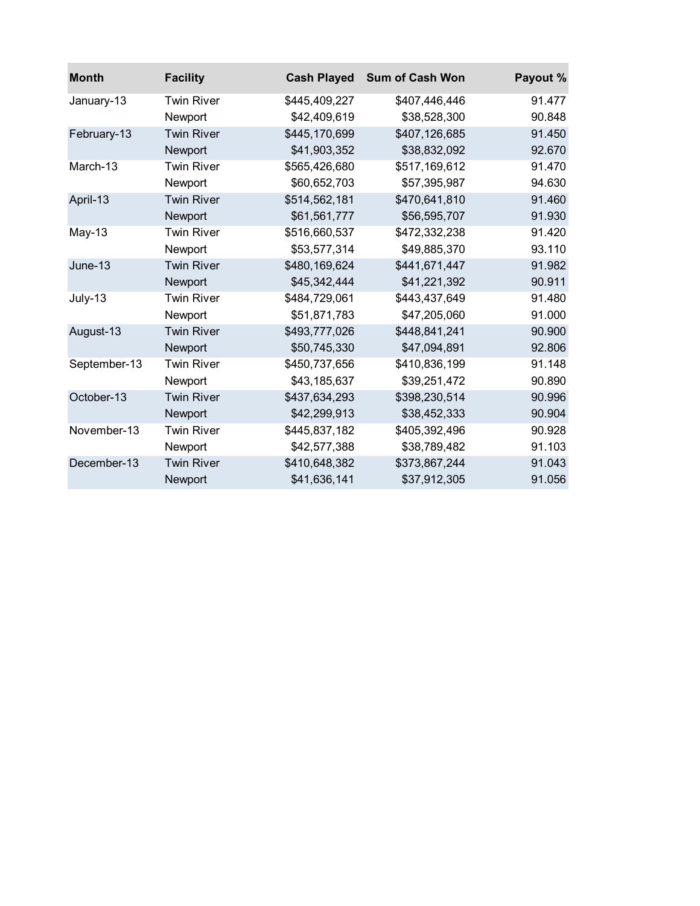| Month | Facility | Cash Played | Sum of Cash Won | Payout % |
| --- | --- | --- | --- | --- |
| January-13 | Twin River | $445,409,227 | $407,446,446 | 91.477 |
| | Newport | $42,409,619 | $38,528,300 | 90.848 |
| February-13 | Twin River | $445,170,699 | $407,126,685 | 91.450 |
| | Newport | $41,903,352 | $38,832,092 | 92.670 |
| March-13 | Twin River | $565,426,680 | $517,169,612 | 91.470 |
| | Newport | $60,652,703 | $57,395,987 | 94.630 |
| April-13 | Twin River | $514,562,181 | $470,641,810 | 91.460 |
| | Newport | $61,561,777 | $56,595,707 | 91.930 |
| May-13 | Twin River | $516,660,537 | $472,332,238 | 91.420 |
| | Newport | $53,577,314 | $49,885,370 | 93.110 |
| June-13 | Twin River | $480,169,624 | $441,671,447 | 91.982 |
| | Newport | $45,342,444 | $41,221,392 | 90.911 |
| July-13 | Twin River | $484,729,061 | $443,437,649 | 91.480 |
| | Newport | $51,871,783 | $47,205,060 | 91.000 |
| August-13 | Twin River | $493,777,026 | $448,841,241 | 90.900 |
| | Newport | $50,745,330 | $47,094,891 | 92.806 |
| September-13 | Twin River | $450,737,656 | $410,836,199 | 91.148 |
| | Newport | $43,185,637 | $39,251,472 | 90.890 |
| October-13 | Twin River | $437,634,293 | $398,230,514 | 90.996 |
| | Newport | $42,299,913 | $38,452,333 | 90.904 |
| November-13 | Twin River | $445,837,182 | $405,392,496 | 90.928 |
| | Newport | $42,577,388 | $38,789,482 | 91.103 |
| December-13 | Twin River | $410,648,382 | $373,867,244 | 91.043 |
| | Newport | $41,636,141 | $37,912,305 | 91.056 |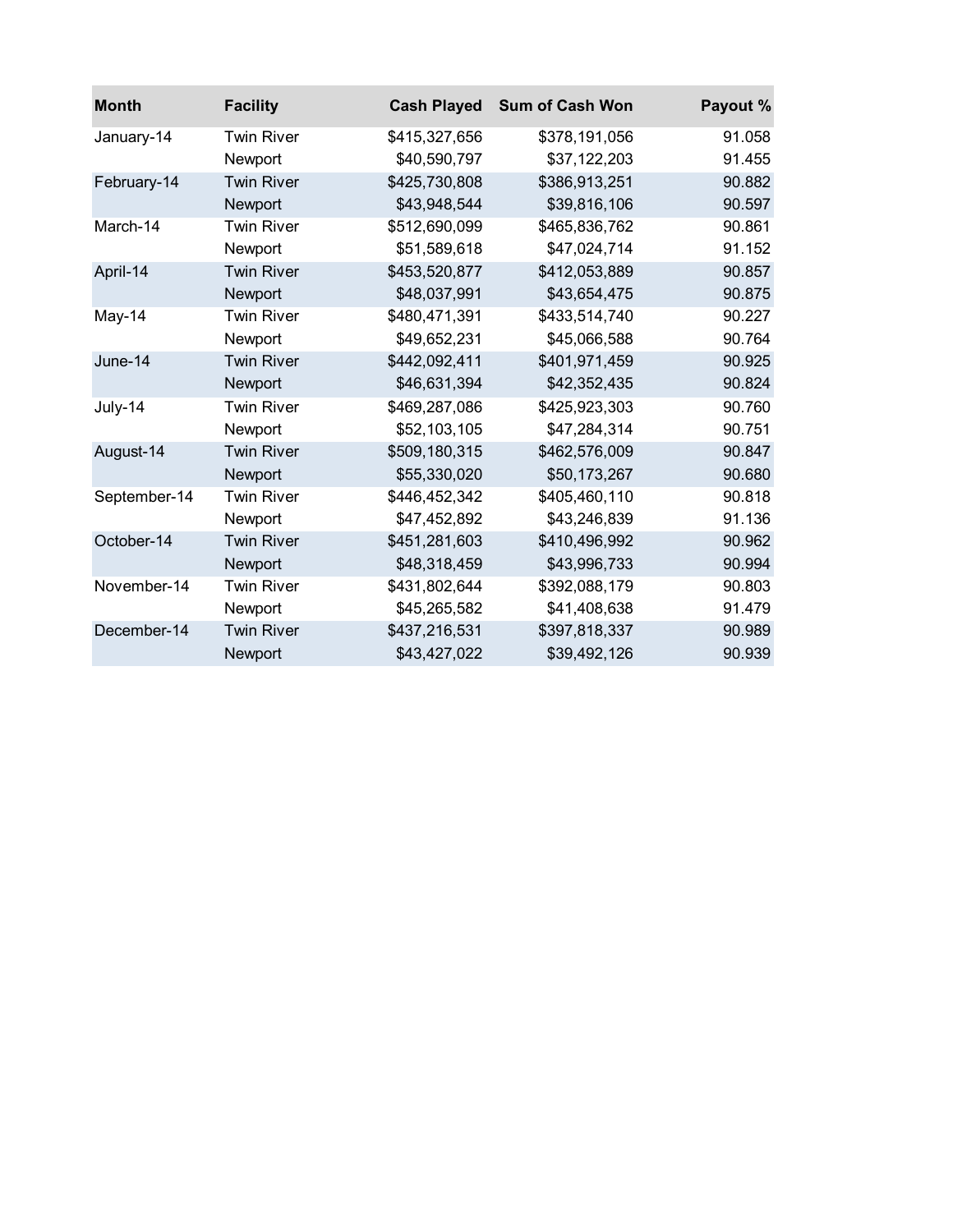| Month | Facility | Cash Played | Sum of Cash Won | Payout % |
|---|---|---|---|---|
| January-14 | Twin River | $415,327,656 | $378,191,056 | 91.058 |
| | Newport | $40,590,797 | $37,122,203 | 91.455 |
| February-14 | Twin River | $425,730,808 | $386,913,251 | 90.882 |
| | Newport | $43,948,544 | $39,816,106 | 90.597 |
| March-14 | Twin River | $512,690,099 | $465,836,762 | 90.861 |
| | Newport | $51,589,618 | $47,024,714 | 91.152 |
| April-14 | Twin River | $453,520,877 | $412,053,889 | 90.857 |
| | Newport | $48,037,991 | $43,654,475 | 90.875 |
| May-14 | Twin River | $480,471,391 | $433,514,740 | 90.227 |
| | Newport | $49,652,231 | $45,066,588 | 90.764 |
| June-14 | Twin River | $442,092,411 | $401,971,459 | 90.925 |
| | Newport | $46,631,394 | $42,352,435 | 90.824 |
| July-14 | Twin River | $469,287,086 | $425,923,303 | 90.760 |
| | Newport | $52,103,105 | $47,284,314 | 90.751 |
| August-14 | Twin River | $509,180,315 | $462,576,009 | 90.847 |
| | Newport | $55,330,020 | $50,173,267 | 90.680 |
| September-14 | Twin River | $446,452,342 | $405,460,110 | 90.818 |
| | Newport | $47,452,892 | $43,246,839 | 91.136 |
| October-14 | Twin River | $451,281,603 | $410,496,992 | 90.962 |
| | Newport | $48,318,459 | $43,996,733 | 90.994 |
| November-14 | Twin River | $431,802,644 | $392,088,179 | 90.803 |
| | Newport | $45,265,582 | $41,408,638 | 91.479 |
| December-14 | Twin River | $437,216,531 | $397,818,337 | 90.989 |
| | Newport | $43,427,022 | $39,492,126 | 90.939 |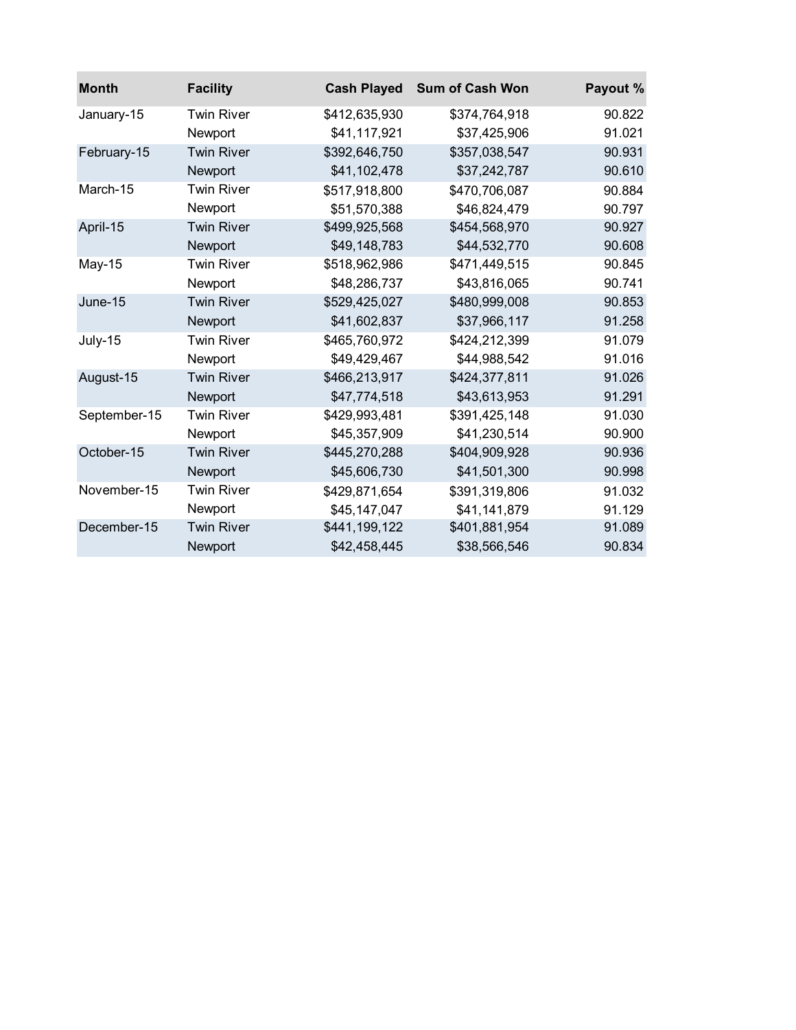| Month | Facility | Cash Played | Sum of Cash Won | Payout % |
|---|---|---|---|---|
| January-15 | Twin River | $412,635,930 | $374,764,918 | 90.822 |
| | Newport | $41,117,921 | $37,425,906 | 91.021 |
| February-15 | Twin River | $392,646,750 | $357,038,547 | 90.931 |
| | Newport | $41,102,478 | $37,242,787 | 90.610 |
| March-15 | Twin River | $517,918,800 | $470,706,087 | 90.884 |
| | Newport | $51,570,388 | $46,824,479 | 90.797 |
| April-15 | Twin River | $499,925,568 | $454,568,970 | 90.927 |
| | Newport | $49,148,783 | $44,532,770 | 90.608 |
| May-15 | Twin River | $518,962,986 | $471,449,515 | 90.845 |
| | Newport | $48,286,737 | $43,816,065 | 90.741 |
| June-15 | Twin River | $529,425,027 | $480,999,008 | 90.853 |
| | Newport | $41,602,837 | $37,966,117 | 91.258 |
| July-15 | Twin River | $465,760,972 | $424,212,399 | 91.079 |
| | Newport | $49,429,467 | $44,988,542 | 91.016 |
| August-15 | Twin River | $466,213,917 | $424,377,811 | 91.026 |
| | Newport | $47,774,518 | $43,613,953 | 91.291 |
| September-15 | Twin River | $429,993,481 | $391,425,148 | 91.030 |
| | Newport | $45,357,909 | $41,230,514 | 90.900 |
| October-15 | Twin River | $445,270,288 | $404,909,928 | 90.936 |
| | Newport | $45,606,730 | $41,501,300 | 90.998 |
| November-15 | Twin River | $429,871,654 | $391,319,806 | 91.032 |
| | Newport | $45,147,047 | $41,141,879 | 91.129 |
| December-15 | Twin River | $441,199,122 | $401,881,954 | 91.089 |
| | Newport | $42,458,445 | $38,566,546 | 90.834 |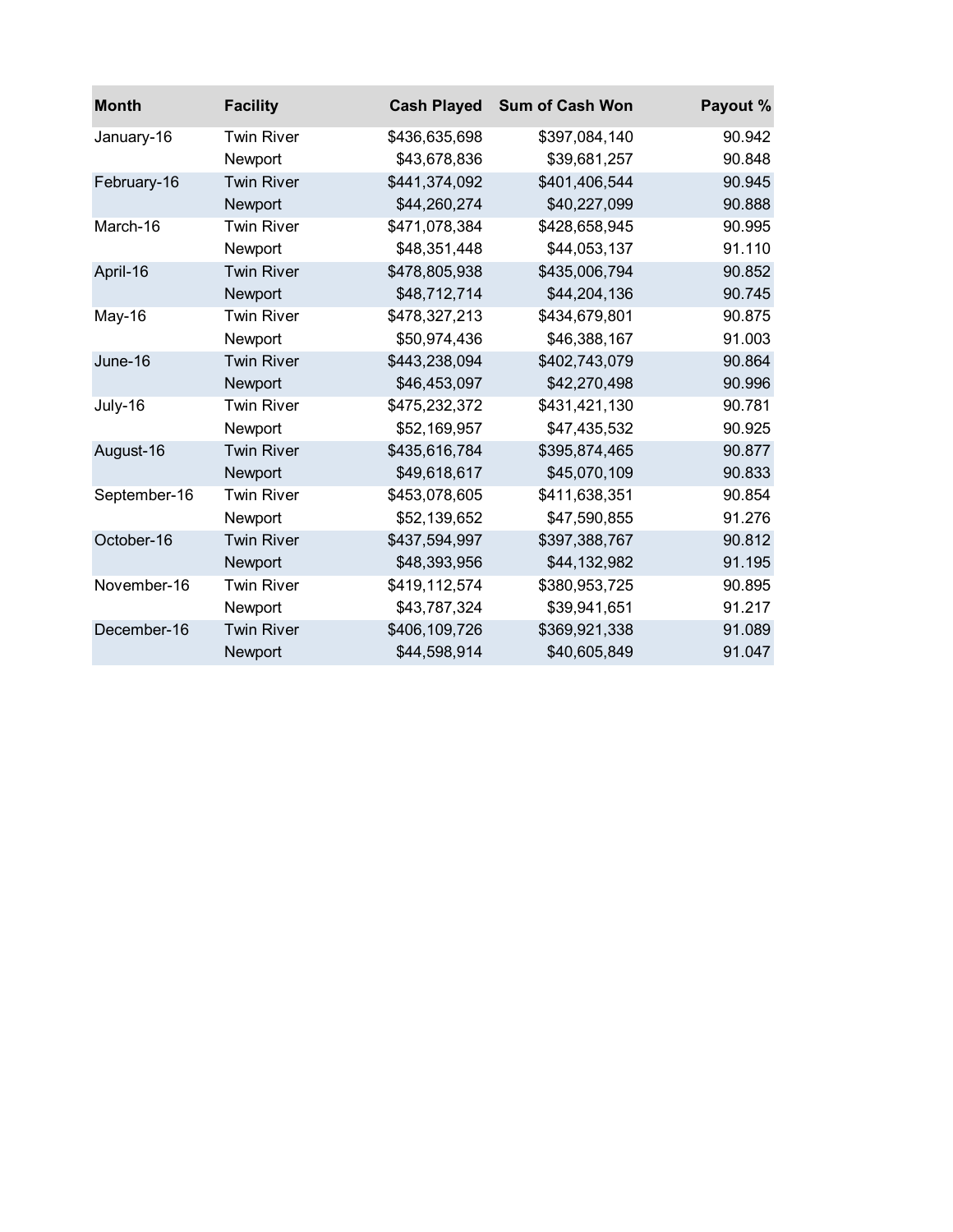| Month | Facility | Cash Played | Sum of Cash Won | Payout % |
|---|---|---|---|---|
| January-16 | Twin River | $436,635,698 | $397,084,140 | 90.942 |
| | Newport | $43,678,836 | $39,681,257 | 90.848 |
| February-16 | Twin River | $441,374,092 | $401,406,544 | 90.945 |
| | Newport | $44,260,274 | $40,227,099 | 90.888 |
| March-16 | Twin River | $471,078,384 | $428,658,945 | 90.995 |
| | Newport | $48,351,448 | $44,053,137 | 91.110 |
| April-16 | Twin River | $478,805,938 | $435,006,794 | 90.852 |
| | Newport | $48,712,714 | $44,204,136 | 90.745 |
| May-16 | Twin River | $478,327,213 | $434,679,801 | 90.875 |
| | Newport | $50,974,436 | $46,388,167 | 91.003 |
| June-16 | Twin River | $443,238,094 | $402,743,079 | 90.864 |
| | Newport | $46,453,097 | $42,270,498 | 90.996 |
| July-16 | Twin River | $475,232,372 | $431,421,130 | 90.781 |
| | Newport | $52,169,957 | $47,435,532 | 90.925 |
| August-16 | Twin River | $435,616,784 | $395,874,465 | 90.877 |
| | Newport | $49,618,617 | $45,070,109 | 90.833 |
| September-16 | Twin River | $453,078,605 | $411,638,351 | 90.854 |
| | Newport | $52,139,652 | $47,590,855 | 91.276 |
| October-16 | Twin River | $437,594,997 | $397,388,767 | 90.812 |
| | Newport | $48,393,956 | $44,132,982 | 91.195 |
| November-16 | Twin River | $419,112,574 | $380,953,725 | 90.895 |
| | Newport | $43,787,324 | $39,941,651 | 91.217 |
| December-16 | Twin River | $406,109,726 | $369,921,338 | 91.089 |
| | Newport | $44,598,914 | $40,605,849 | 91.047 |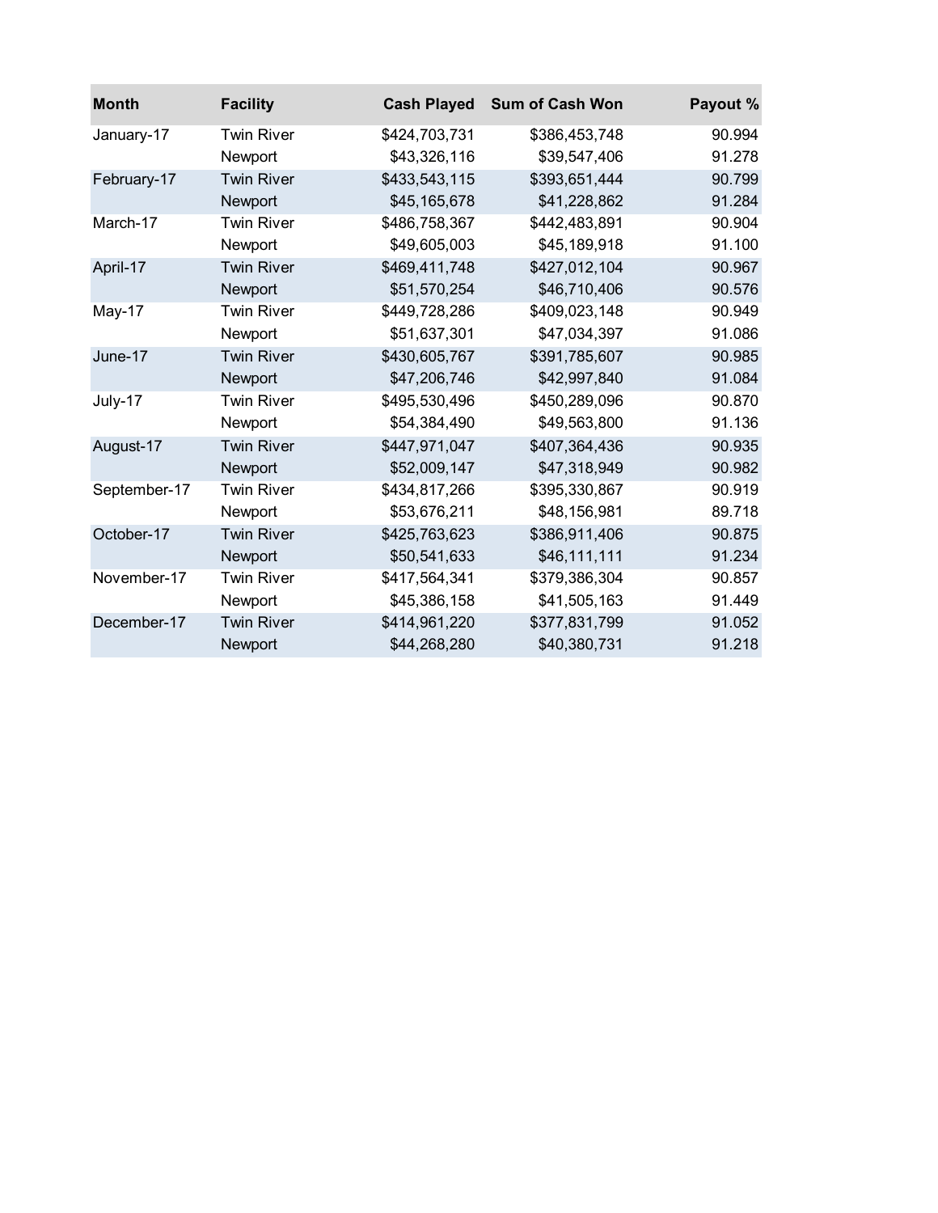| Month | Facility | Cash Played | Sum of Cash Won | Payout % |
|---|---|---|---|---|
| January-17 | Twin River | $424,703,731 | $386,453,748 | 90.994 |
| | Newport | $43,326,116 | $39,547,406 | 91.278 |
| February-17 | Twin River | $433,543,115 | $393,651,444 | 90.799 |
| | Newport | $45,165,678 | $41,228,862 | 91.284 |
| March-17 | Twin River | $486,758,367 | $442,483,891 | 90.904 |
| | Newport | $49,605,003 | $45,189,918 | 91.100 |
| April-17 | Twin River | $469,411,748 | $427,012,104 | 90.967 |
| | Newport | $51,570,254 | $46,710,406 | 90.576 |
| May-17 | Twin River | $449,728,286 | $409,023,148 | 90.949 |
| | Newport | $51,637,301 | $47,034,397 | 91.086 |
| June-17 | Twin River | $430,605,767 | $391,785,607 | 90.985 |
| | Newport | $47,206,746 | $42,997,840 | 91.084 |
| July-17 | Twin River | $495,530,496 | $450,289,096 | 90.870 |
| | Newport | $54,384,490 | $49,563,800 | 91.136 |
| August-17 | Twin River | $447,971,047 | $407,364,436 | 90.935 |
| | Newport | $52,009,147 | $47,318,949 | 90.982 |
| September-17 | Twin River | $434,817,266 | $395,330,867 | 90.919 |
| | Newport | $53,676,211 | $48,156,981 | 89.718 |
| October-17 | Twin River | $425,763,623 | $386,911,406 | 90.875 |
| | Newport | $50,541,633 | $46,111,111 | 91.234 |
| November-17 | Twin River | $417,564,341 | $379,386,304 | 90.857 |
| | Newport | $45,386,158 | $41,505,163 | 91.449 |
| December-17 | Twin River | $414,961,220 | $377,831,799 | 91.052 |
| | Newport | $44,268,280 | $40,380,731 | 91.218 |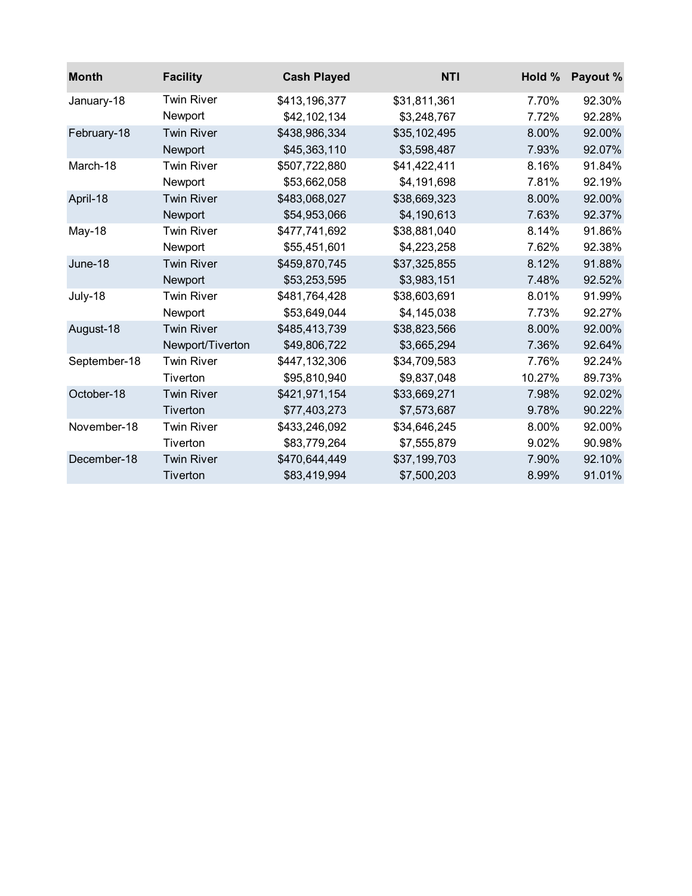| Month | Facility | Cash Played | NTI | Hold % | Payout % |
|---|---|---|---|---|---|
| January-18 | Twin River | $413,196,377 | $31,811,361 | 7.70% | 92.30% |
| | Newport | $42,102,134 | $3,248,767 | 7.72% | 92.28% |
| February-18 | Twin River | $438,986,334 | $35,102,495 | 8.00% | 92.00% |
| | Newport | $45,363,110 | $3,598,487 | 7.93% | 92.07% |
| March-18 | Twin River | $507,722,880 | $41,422,411 | 8.16% | 91.84% |
| | Newport | $53,662,058 | $4,191,698 | 7.81% | 92.19% |
| April-18 | Twin River | $483,068,027 | $38,669,323 | 8.00% | 92.00% |
| | Newport | $54,953,066 | $4,190,613 | 7.63% | 92.37% |
| May-18 | Twin River | $477,741,692 | $38,881,040 | 8.14% | 91.86% |
| | Newport | $55,451,601 | $4,223,258 | 7.62% | 92.38% |
| June-18 | Twin River | $459,870,745 | $37,325,855 | 8.12% | 91.88% |
| | Newport | $53,253,595 | $3,983,151 | 7.48% | 92.52% |
| July-18 | Twin River | $481,764,428 | $38,603,691 | 8.01% | 91.99% |
| | Newport | $53,649,044 | $4,145,038 | 7.73% | 92.27% |
| August-18 | Twin River | $485,413,739 | $38,823,566 | 8.00% | 92.00% |
| | Newport/Tiverton | $49,806,722 | $3,665,294 | 7.36% | 92.64% |
| September-18 | Twin River | $447,132,306 | $34,709,583 | 7.76% | 92.24% |
| | Tiverton | $95,810,940 | $9,837,048 | 10.27% | 89.73% |
| October-18 | Twin River | $421,971,154 | $33,669,271 | 7.98% | 92.02% |
| | Tiverton | $77,403,273 | $7,573,687 | 9.78% | 90.22% |
| November-18 | Twin River | $433,246,092 | $34,646,245 | 8.00% | 92.00% |
| | Tiverton | $83,779,264 | $7,555,879 | 9.02% | 90.98% |
| December-18 | Twin River | $470,644,449 | $37,199,703 | 7.90% | 92.10% |
| | Tiverton | $83,419,994 | $7,500,203 | 8.99% | 91.01% |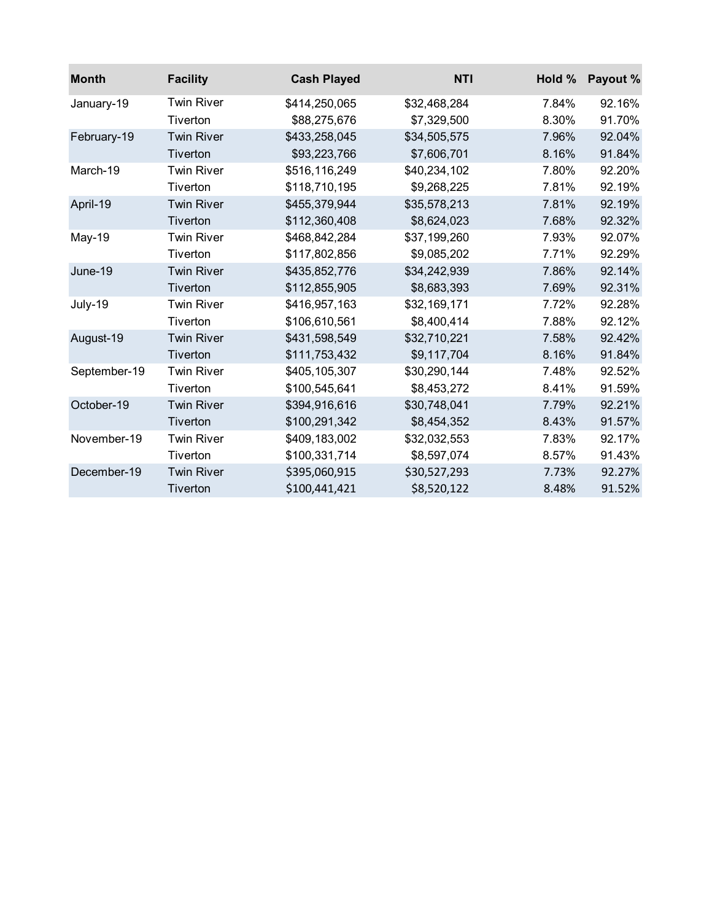| Month | Facility | Cash Played | NTI | Hold % | Payout % |
|---|---|---|---|---|---|
| January-19 | Twin River | $414,250,065 | $32,468,284 | 7.84% | 92.16% |
| | Tiverton | $88,275,676 | $7,329,500 | 8.30% | 91.70% |
| February-19 | Twin River | $433,258,045 | $34,505,575 | 7.96% | 92.04% |
| | Tiverton | $93,223,766 | $7,606,701 | 8.16% | 91.84% |
| March-19 | Twin River | $516,116,249 | $40,234,102 | 7.80% | 92.20% |
| | Tiverton | $118,710,195 | $9,268,225 | 7.81% | 92.19% |
| April-19 | Twin River | $455,379,944 | $35,578,213 | 7.81% | 92.19% |
| | Tiverton | $112,360,408 | $8,624,023 | 7.68% | 92.32% |
| May-19 | Twin River | $468,842,284 | $37,199,260 | 7.93% | 92.07% |
| | Tiverton | $117,802,856 | $9,085,202 | 7.71% | 92.29% |
| June-19 | Twin River | $435,852,776 | $34,242,939 | 7.86% | 92.14% |
| | Tiverton | $112,855,905 | $8,683,393 | 7.69% | 92.31% |
| July-19 | Twin River | $416,957,163 | $32,169,171 | 7.72% | 92.28% |
| | Tiverton | $106,610,561 | $8,400,414 | 7.88% | 92.12% |
| August-19 | Twin River | $431,598,549 | $32,710,221 | 7.58% | 92.42% |
| | Tiverton | $111,753,432 | $9,117,704 | 8.16% | 91.84% |
| September-19 | Twin River | $405,105,307 | $30,290,144 | 7.48% | 92.52% |
| | Tiverton | $100,545,641 | $8,453,272 | 8.41% | 91.59% |
| October-19 | Twin River | $394,916,616 | $30,748,041 | 7.79% | 92.21% |
| | Tiverton | $100,291,342 | $8,454,352 | 8.43% | 91.57% |
| November-19 | Twin River | $409,183,002 | $32,032,553 | 7.83% | 92.17% |
| | Tiverton | $100,331,714 | $8,597,074 | 8.57% | 91.43% |
| December-19 | Twin River | $395,060,915 | $30,527,293 | 7.73% | 92.27% |
| | Tiverton | $100,441,421 | $8,520,122 | 8.48% | 91.52% |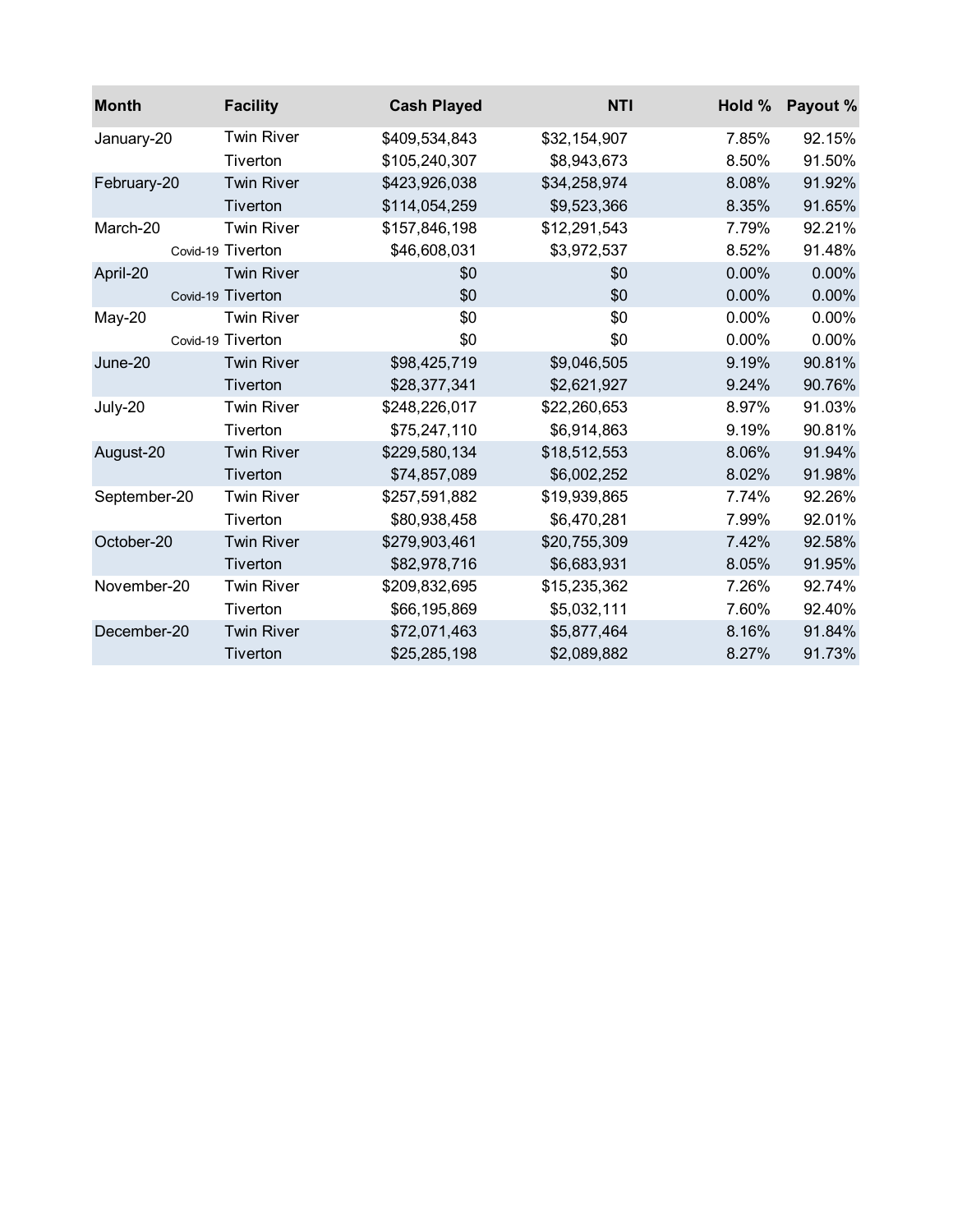| Month | Facility | Cash Played | NTI | Hold % | Payout % |
|---|---|---|---|---|---|
| January-20 | Twin River | $409,534,843 | $32,154,907 | 7.85% | 92.15% |
| | Tiverton | $105,240,307 | $8,943,673 | 8.50% | 91.50% |
| February-20 | Twin River | $423,926,038 | $34,258,974 | 8.08% | 91.92% |
| | Tiverton | $114,054,259 | $9,523,366 | 8.35% | 91.65% |
| March-20 | Twin River | $157,846,198 | $12,291,543 | 7.79% | 92.21% |
| Covid-19 | Tiverton | $46,608,031 | $3,972,537 | 8.52% | 91.48% |
| April-20 | Twin River | $0 | $0 | 0.00% | 0.00% |
| Covid-19 | Tiverton | $0 | $0 | 0.00% | 0.00% |
| May-20 | Twin River | $0 | $0 | 0.00% | 0.00% |
| Covid-19 | Tiverton | $0 | $0 | 0.00% | 0.00% |
| June-20 | Twin River | $98,425,719 | $9,046,505 | 9.19% | 90.81% |
| | Tiverton | $28,377,341 | $2,621,927 | 9.24% | 90.76% |
| July-20 | Twin River | $248,226,017 | $22,260,653 | 8.97% | 91.03% |
| | Tiverton | $75,247,110 | $6,914,863 | 9.19% | 90.81% |
| August-20 | Twin River | $229,580,134 | $18,512,553 | 8.06% | 91.94% |
| | Tiverton | $74,857,089 | $6,002,252 | 8.02% | 91.98% |
| September-20 | Twin River | $257,591,882 | $19,939,865 | 7.74% | 92.26% |
| | Tiverton | $80,938,458 | $6,470,281 | 7.99% | 92.01% |
| October-20 | Twin River | $279,903,461 | $20,755,309 | 7.42% | 92.58% |
| | Tiverton | $82,978,716 | $6,683,931 | 8.05% | 91.95% |
| November-20 | Twin River | $209,832,695 | $15,235,362 | 7.26% | 92.74% |
| | Tiverton | $66,195,869 | $5,032,111 | 7.60% | 92.40% |
| December-20 | Twin River | $72,071,463 | $5,877,464 | 8.16% | 91.84% |
| | Tiverton | $25,285,198 | $2,089,882 | 8.27% | 91.73% |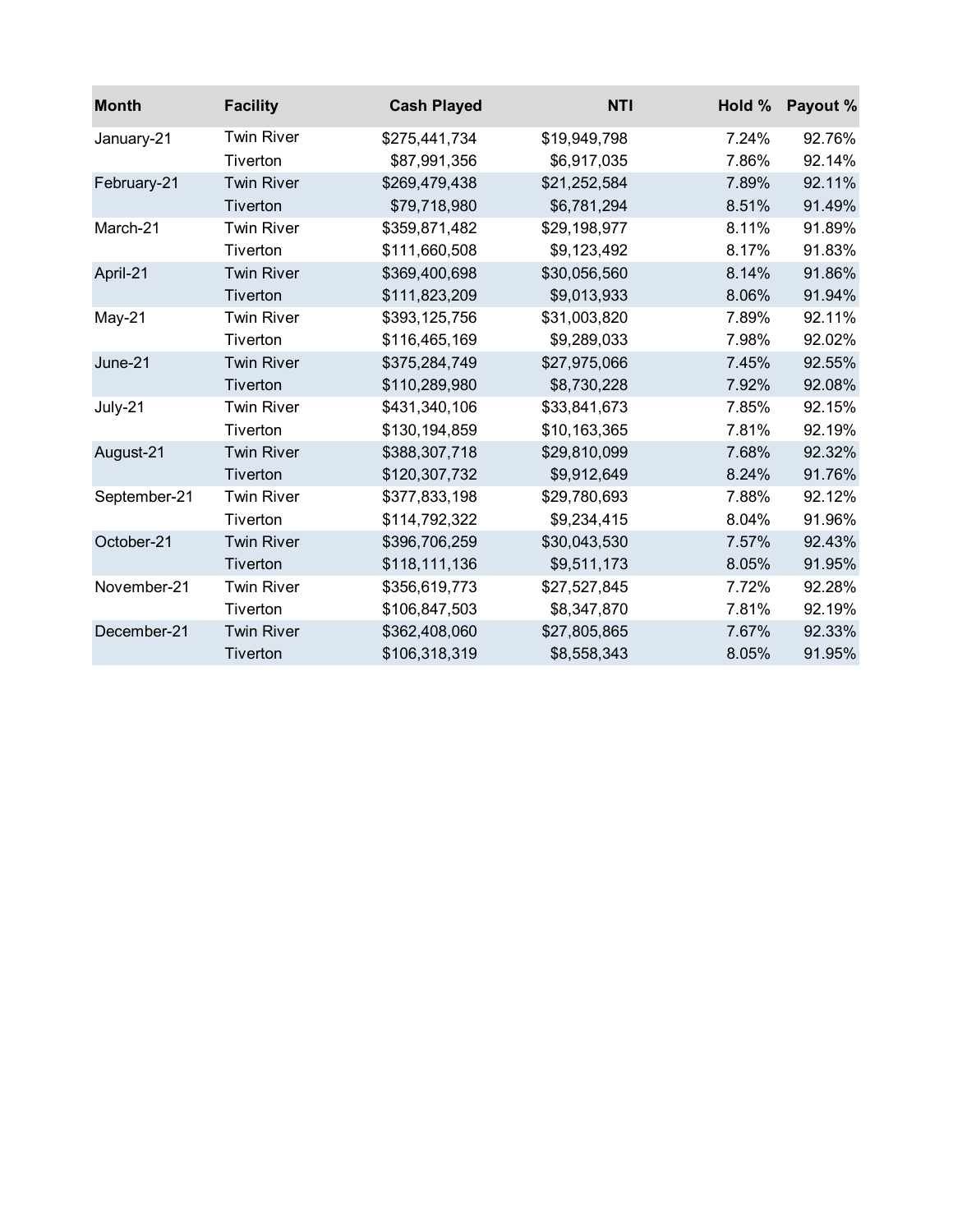| Month | Facility | Cash Played | NTI | Hold % | Payout % |
|---|---|---|---|---|---|
| January-21 | Twin River | $275,441,734 | $19,949,798 | 7.24% | 92.76% |
| | Tiverton | $87,991,356 | $6,917,035 | 7.86% | 92.14% |
| February-21 | Twin River | $269,479,438 | $21,252,584 | 7.89% | 92.11% |
| | Tiverton | $79,718,980 | $6,781,294 | 8.51% | 91.49% |
| March-21 | Twin River | $359,871,482 | $29,198,977 | 8.11% | 91.89% |
| | Tiverton | $111,660,508 | $9,123,492 | 8.17% | 91.83% |
| April-21 | Twin River | $369,400,698 | $30,056,560 | 8.14% | 91.86% |
| | Tiverton | $111,823,209 | $9,013,933 | 8.06% | 91.94% |
| May-21 | Twin River | $393,125,756 | $31,003,820 | 7.89% | 92.11% |
| | Tiverton | $116,465,169 | $9,289,033 | 7.98% | 92.02% |
| June-21 | Twin River | $375,284,749 | $27,975,066 | 7.45% | 92.55% |
| | Tiverton | $110,289,980 | $8,730,228 | 7.92% | 92.08% |
| July-21 | Twin River | $431,340,106 | $33,841,673 | 7.85% | 92.15% |
| | Tiverton | $130,194,859 | $10,163,365 | 7.81% | 92.19% |
| August-21 | Twin River | $388,307,718 | $29,810,099 | 7.68% | 92.32% |
| | Tiverton | $120,307,732 | $9,912,649 | 8.24% | 91.76% |
| September-21 | Twin River | $377,833,198 | $29,780,693 | 7.88% | 92.12% |
| | Tiverton | $114,792,322 | $9,234,415 | 8.04% | 91.96% |
| October-21 | Twin River | $396,706,259 | $30,043,530 | 7.57% | 92.43% |
| | Tiverton | $118,111,136 | $9,511,173 | 8.05% | 91.95% |
| November-21 | Twin River | $356,619,773 | $27,527,845 | 7.72% | 92.28% |
| | Tiverton | $106,847,503 | $8,347,870 | 7.81% | 92.19% |
| December-21 | Twin River | $362,408,060 | $27,805,865 | 7.67% | 92.33% |
| | Tiverton | $106,318,319 | $8,558,343 | 8.05% | 91.95% |